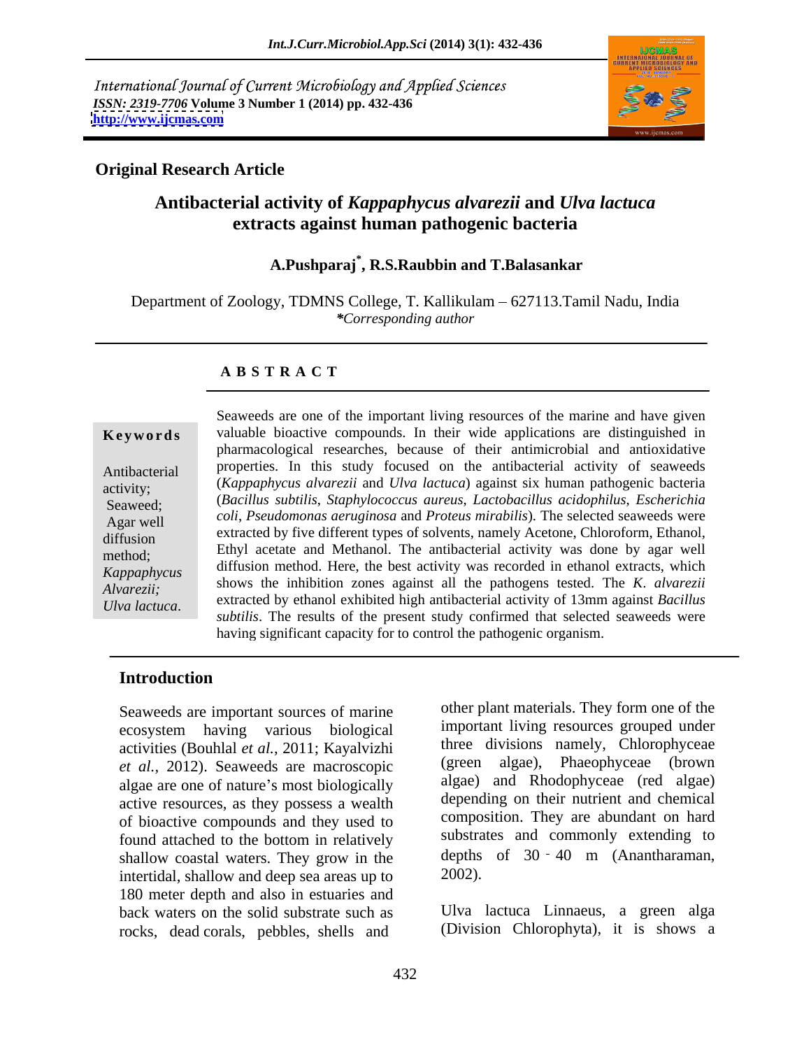International Journal of Current Microbiology and Applied Sciences
*ISSN: 2319-7706* **Volume 3 Number 1 (2014) pp. 432-436**
**http://www.ijcmas.com**

**Original Research Article**

# Antibacterial activity of *Kappaphycus alvarezii* and *Ulva lactuca* extracts against human pathogenic bacteria

**A.Pushparaj[*], R.S.Raubbin and T.Balasankar**

Department of Zoology, TDMNS College, T. Kallikulam – 627113.Tamil Nadu, India
*\*Corresponding author*

## A B S T R A C T

**Keywords**

Antibacterial activity; Seaweed; Agar well diffusion method; *Kappaphycus Alvarezii; Ulva lactuca*.

Seaweeds are one of the important living resources of the marine and have given valuable bioactive compounds. In their wide applications are distinguished in pharmacological researches, because of their antimicrobial and antioxidative properties. In this study focused on the antibacterial activity of seaweeds (*Kappaphycus alvarezii* and *Ulva lactuca*) against six human pathogenic bacteria (*Bacillus subtilis*, *Staphylococcus aureus*, *Lactobacillus acidophilus*, *Escherichia coli*, *Pseudomonas aeruginosa* and *Proteus mirabilis*). The selected seaweeds were extracted by five different types of solvents, namely Acetone, Chloroform, Ethanol, Ethyl acetate and Methanol. The antibacterial activity was done by agar well diffusion method. Here, the best activity was recorded in ethanol extracts, which shows the inhibition zones against all the pathogens tested. The *K. alvarezii* extracted by ethanol exhibited high antibacterial activity of 13mm against *Bacillus subtilis*. The results of the present study confirmed that selected seaweeds were having significant capacity for to control the pathogenic organism.

## Introduction

Seaweeds are important sources of marine ecosystem having various biological activities (Bouhlal *et al.,* 2011; Kayalvizhi *et al.,* 2012). Seaweeds are macroscopic algae are one of nature's most biologically active resources, as they possess a wealth of bioactive compounds and they used to found attached to the bottom in relatively shallow coastal waters. They grow in the intertidal, shallow and deep sea areas up to 180 meter depth and also in estuaries and back waters on the solid substrate such as rocks, dead corals, pebbles, shells and other plant materials. They form one of the important living resources grouped under three divisions namely, Chlorophyceae (green algae), Phaeophyceae (brown algae) and Rhodophyceae (red algae) depending on their nutrient and chemical composition. They are abundant on hard substrates and commonly extending to depths of 30 - 40 m (Anantharaman, 2002).

Ulva lactuca Linnaeus, a green alga (Division Chlorophyta), it is shows a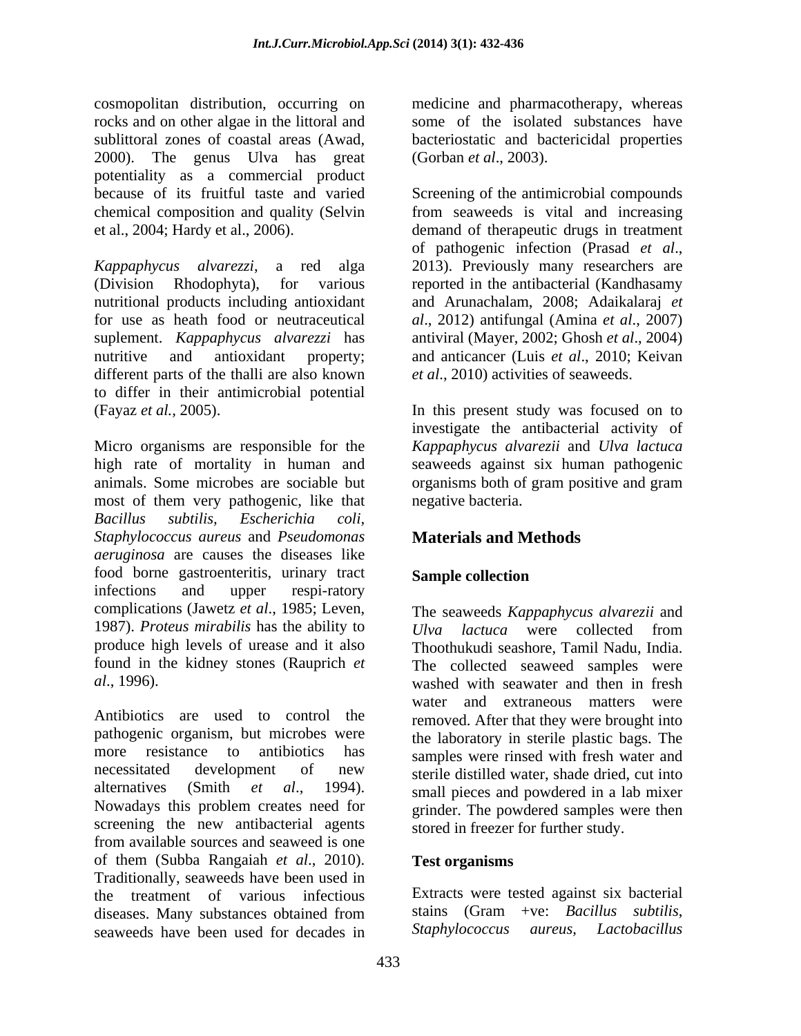cosmopolitan distribution, occurring on rocks and on other algae in the littoral and sublittoral zones of coastal areas (Awad, 2000). The genus Ulva has great potentiality as a commercial product because of its fruitful taste and varied chemical composition and quality (Selvin et al., 2004; Hardy et al., 2006).

*Kappaphycus alvarezzi*, a red alga (Division Rhodophyta), for various nutritional products including antioxidant for use as heath food or neutraceutical suplement. *Kappaphycus alvarezzi* has nutritive and antioxidant property; different parts of the thalli are also known to differ in their antimicrobial potential (Fayaz *et al.,* 2005).

Micro organisms are responsible for the high rate of mortality in human and animals. Some microbes are sociable but most of them very pathogenic, like that *Bacillus subtilis, Escherichia coli, Staphylococcus aureus* and *Pseudomonas aeruginosa* are causes the diseases like food borne gastroenteritis, urinary tract infections and upper respi-ratory complications (Jawetz *et al*., 1985; Leven, 1987). *Proteus mirabilis* has the ability to produce high levels of urease and it also found in the kidney stones (Rauprich *et al*., 1996).

Antibiotics are used to control the pathogenic organism, but microbes were more resistance to antibiotics has necessitated development of new alternatives (Smith *et al*., 1994). Nowadays this problem creates need for screening the new antibacterial agents from available sources and seaweed is one of them (Subba Rangaiah *et al*., 2010). Traditionally, seaweeds have been used in the treatment of various infectious diseases. Many substances obtained from seaweeds have been used for decades in medicine and pharmacotherapy, whereas some of the isolated substances have bacteriostatic and bactericidal properties (Gorban *et al*., 2003).

Screening of the antimicrobial compounds from seaweeds is vital and increasing demand of therapeutic drugs in treatment of pathogenic infection (Prasad *et al*., 2013). Previously many researchers are reported in the antibacterial (Kandhasamy and Arunachalam, 2008; Adaikalaraj *et al*., 2012) antifungal (Amina *et al*., 2007) antiviral (Mayer, 2002; Ghosh *et al*., 2004) and anticancer (Luis *et al*., 2010; Keivan *et al*., 2010) activities of seaweeds.

In this present study was focused on to investigate the antibacterial activity of *Kappaphycus alvarezii* and *Ulva lactuca* seaweeds against six human pathogenic organisms both of gram positive and gram negative bacteria.

## Materials and Methods

### Sample collection

The seaweeds *Kappaphycus alvarezii* and *Ulva lactuca* were collected from Thoothukudi seashore, Tamil Nadu, India. The collected seaweed samples were washed with seawater and then in fresh water and extraneous matters were removed. After that they were brought into the laboratory in sterile plastic bags. The samples were rinsed with fresh water and sterile distilled water, shade dried, cut into small pieces and powdered in a lab mixer grinder. The powdered samples were then stored in freezer for further study.

### Test organisms

Extracts were tested against six bacterial stains (Gram +ve: *Bacillus subtilis*, *Staphylococcus aureus, Lactobacillus*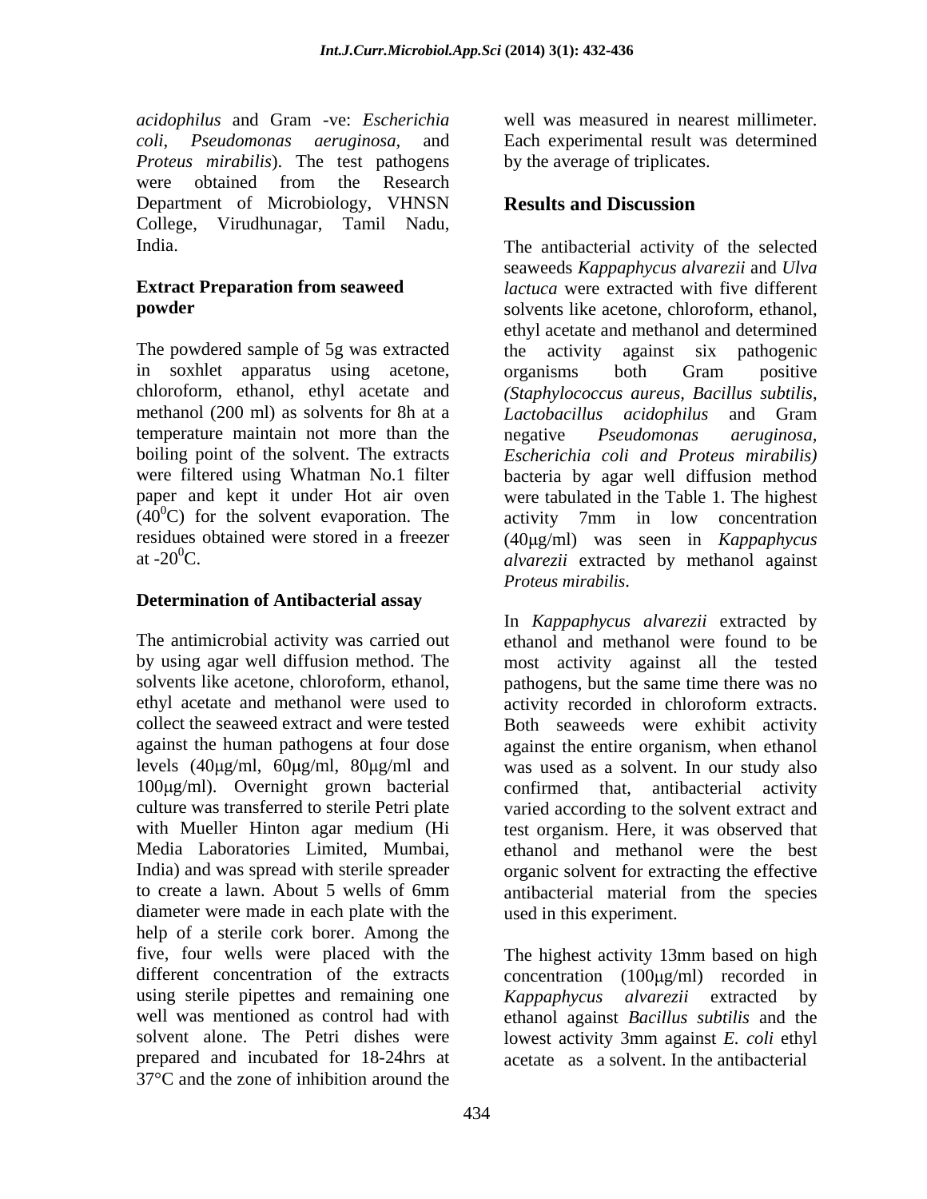*acidophilus* and Gram -ve: *Escherichia coli*, *Pseudomonas aeruginosa*, and *Proteus mirabilis*). The test pathogens were obtained from the Research Department of Microbiology, VHNSN College, Virudhunagar, Tamil Nadu, India.

### Extract Preparation from seaweed powder

The powdered sample of 5g was extracted in soxhlet apparatus using acetone, chloroform, ethanol, ethyl acetate and methanol (200 ml) as solvents for 8h at a temperature maintain not more than the boiling point of the solvent. The extracts were filtered using Whatman No.1 filter paper and kept it under Hot air oven ($40^0$C) for the solvent evaporation. The residues obtained were stored in a freezer at -$20^0$C.

### Determination of Antibacterial assay

The antimicrobial activity was carried out by using agar well diffusion method. The solvents like acetone, chloroform, ethanol, ethyl acetate and methanol were used to collect the seaweed extract and were tested against the human pathogens at four dose levels (40μg/ml, 60μg/ml, 80μg/ml and 100μg/ml). Overnight grown bacterial culture was transferred to sterile Petri plate with Mueller Hinton agar medium (Hi Media Laboratories Limited, Mumbai, India) and was spread with sterile spreader to create a lawn. About 5 wells of 6mm diameter were made in each plate with the help of a sterile cork borer. Among the five, four wells were placed with the different concentration of the extracts using sterile pipettes and remaining one well was mentioned as control had with solvent alone. The Petri dishes were prepared and incubated for 18-24hrs at 37°C and the zone of inhibition around the well was measured in nearest millimeter. Each experimental result was determined by the average of triplicates.

## Results and Discussion

The antibacterial activity of the selected seaweeds *Kappaphycus alvarezii* and *Ulva lactuca* were extracted with five different solvents like acetone, chloroform, ethanol, ethyl acetate and methanol and determined the activity against six pathogenic organisms both Gram positive *(Staphylococcus aureus, Bacillus subtilis, Lactobacillus acidophilus* and Gram negative *Pseudomonas aeruginosa, Escherichia coli and Proteus mirabilis)* bacteria by agar well diffusion method were tabulated in the Table 1. The highest activity 7mm in low concentration (40μg/ml) was seen in *Kappaphycus alvarezii* extracted by methanol against *Proteus mirabilis*.

In *Kappaphycus alvarezii* extracted by ethanol and methanol were found to be most activity against all the tested pathogens, but the same time there was no activity recorded in chloroform extracts. Both seaweeds were exhibit activity against the entire organism, when ethanol was used as a solvent. In our study also confirmed that, antibacterial activity varied according to the solvent extract and test organism. Here, it was observed that ethanol and methanol were the best organic solvent for extracting the effective antibacterial material from the species used in this experiment.

The highest activity 13mm based on high concentration (100μg/ml) recorded in *Kappaphycus alvarezii* extracted by ethanol against *Bacillus subtilis* and the lowest activity 3mm against *E. coli* ethyl acetate as a solvent. In the antibacterial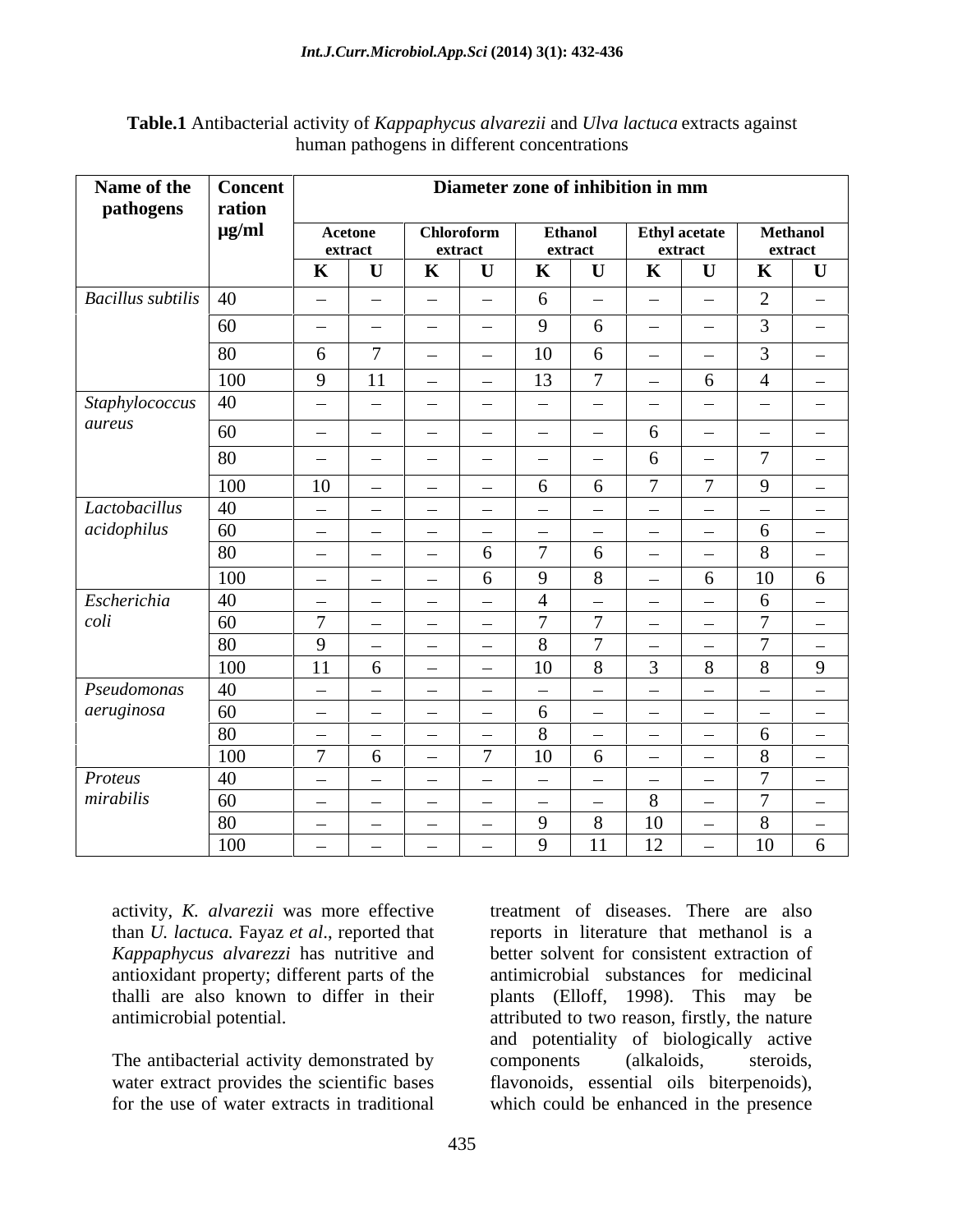**Table.1** Antibacterial activity of *Kappaphycus alvarezii* and *Ulva lactuca* extracts against human pathogens in different concentrations

| Name of the pathogens | Concentration µg/ml | Diameter zone of inhibition in mm | | | | | | | | | |
|---|---|---|---|---|---|---|---|---|---|---|---|
| | | Acetone extract | | Chloroform extract | | Ethanol extract | | Ethyl acetate extract | | Methanol extract | |
| | | K | U | K | U | K | U | K | U | K | U |
| *Bacillus subtilis* | 40 | – | – | – | – | 6 | – | – | – | 2 | – |
| | 60 | – | – | – | – | 9 | 6 | – | – | 3 | – |
| | 80 | 6 | 7 | – | – | 10 | 6 | – | – | 3 | – |
| | 100 | 9 | 11 | – | – | 13 | 7 | – | 6 | 4 | – |
| *Staphylococcus aureus* | 40 | – | – | – | – | – | – | – | – | – | – |
| | 60 | – | – | – | – | – | – | 6 | – | – | – |
| | 80 | – | – | – | – | – | – | 6 | – | 7 | – |
| | 100 | 10 | – | – | – | 6 | 6 | 7 | 7 | 9 | – |
| *Lactobacillus acidophilus* | 40 | – | – | – | – | – | – | – | – | – | – |
| | 60 | – | – | – | – | – | – | – | – | 6 | – |
| | 80 | – | – | – | 6 | 7 | 6 | – | – | 8 | – |
| | 100 | – | – | – | 6 | 9 | 8 | – | 6 | 10 | 6 |
| *Escherichia coli* | 40 | – | – | – | – | 4 | – | – | – | 6 | – |
| | 60 | 7 | – | – | – | 7 | 7 | – | – | 7 | – |
| | 80 | 9 | – | – | – | 8 | 7 | – | – | 7 | – |
| | 100 | 11 | 6 | – | – | 10 | 8 | 3 | 8 | 8 | 9 |
| *Pseudomonas aeruginosa* | 40 | – | – | – | – | – | – | – | – | – | – |
| | 60 | – | – | – | – | 6 | – | – | – | – | – |
| | 80 | – | – | – | – | 8 | – | – | – | 6 | – |
| | 100 | 7 | 6 | – | 7 | 10 | 6 | – | – | 8 | – |
| *Proteus mirabilis* | 40 | – | – | – | – | – | – | – | – | 7 | – |
| | 60 | – | – | – | – | – | – | 8 | – | 7 | – |
| | 80 | – | – | – | – | 9 | 8 | 10 | – | 8 | – |
| | 100 | – | – | – | – | 9 | 11 | 12 | – | 10 | 6 |

activity, *K. alvarezii* was more effective than *U. lactuca.* Fayaz *et al*., reported that *Kappaphycus alvarezzi* has nutritive and antioxidant property; different parts of the thalli are also known to differ in their antimicrobial potential.

The antibacterial activity demonstrated by water extract provides the scientific bases for the use of water extracts in traditional treatment of diseases. There are also reports in literature that methanol is a better solvent for consistent extraction of antimicrobial substances for medicinal plants (Elloff, 1998). This may be attributed to two reason, firstly, the nature and potentiality of biologically active components (alkaloids, steroids, flavonoids, essential oils biterpenoids), which could be enhanced in the presence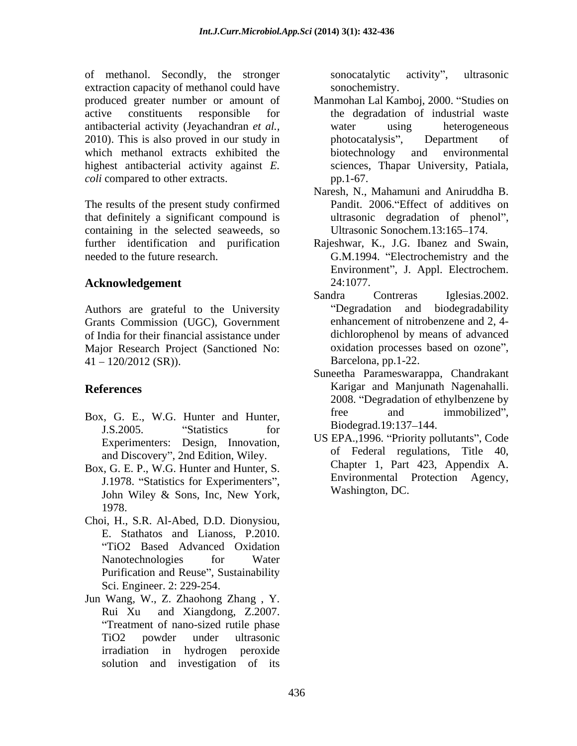of methanol. Secondly, the stronger extraction capacity of methanol could have produced greater number or amount of active constituents responsible for antibacterial activity (Jeyachandran *et al.*, 2010). This is also proved in our study in which methanol extracts exhibited the highest antibacterial activity against *E. coli* compared to other extracts.

The results of the present study confirmed that definitely a significant compound is containing in the selected seaweeds, so further identification and purification needed to the future research.

## Acknowledgement

Authors are grateful to the University Grants Commission (UGC), Government of India for their financial assistance under Major Research Project (Sanctioned No: 41 – 120/2012 (SR)).

## References

Box, G. E., W.G. Hunter and Hunter, J.S.2005. "Statistics for Experimenters: Design, Innovation, and Discovery", 2nd Edition, Wiley.

Box, G. E. P., W.G. Hunter and Hunter, S. J.1978. "Statistics for Experimenters", John Wiley & Sons, Inc, New York, 1978.

Choi, H., S.R. Al-Abed, D.D. Dionysiou, E. Stathatos and Lianoss, P.2010. "TiO2 Based Advanced Oxidation Nanotechnologies for Water Purification and Reuse", Sustainability Sci. Engineer. 2: 229-254.

Jun Wang, W., Z. Zhaohong Zhang , Y. Rui Xu and Xiangdong, Z.2007. "Treatment of nano-sized rutile phase TiO2 powder under ultrasonic irradiation in hydrogen peroxide solution and investigation of its sonocatalytic activity", ultrasonic sonochemistry.

Manmohan Lal Kamboj, 2000. "Studies on the degradation of industrial waste water using heterogeneous photocatalysis", Department of biotechnology and environmental sciences, Thapar University, Patiala, pp.1-67.

Naresh, N., Mahamuni and Aniruddha B. Pandit. 2006."Effect of additives on ultrasonic degradation of phenol", Ultrasonic Sonochem.13:165–174.

Rajeshwar, K., J.G. Ibanez and Swain, G.M.1994. "Electrochemistry and the Environment", J. Appl. Electrochem. 24:1077.

Sandra Contreras Iglesias.2002. "Degradation and biodegradability enhancement of nitrobenzene and 2, 4-dichlorophenol by means of advanced oxidation processes based on ozone", Barcelona, pp.1-22.

Suneetha Parameswarappa, Chandrakant Karigar and Manjunath Nagenahalli. 2008. "Degradation of ethylbenzene by free and immobilized", Biodegrad.19:137–144.

US EPA.,1996. "Priority pollutants", Code of Federal regulations, Title 40, Chapter 1, Part 423, Appendix A. Environmental Protection Agency, Washington, DC.